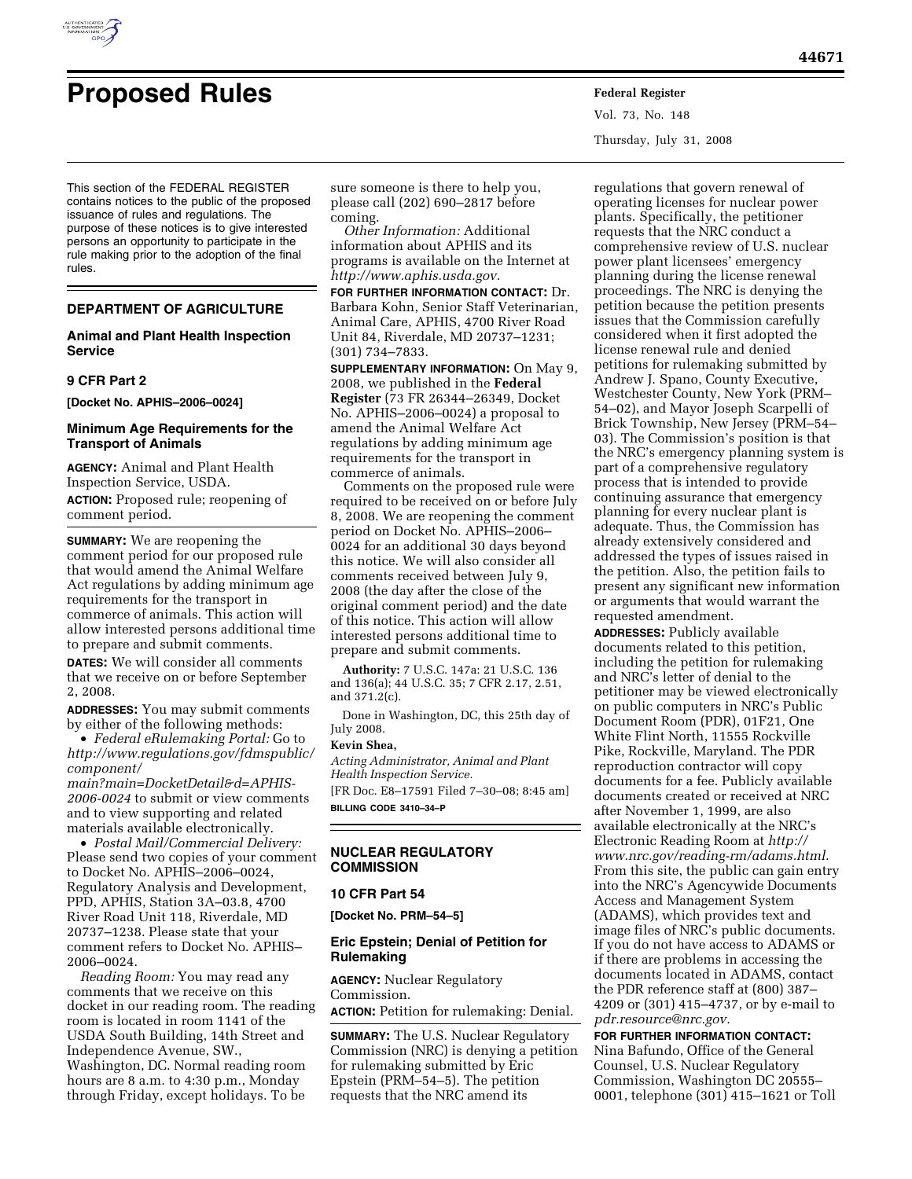# Proposed Rules

This section of the FEDERAL REGISTER contains notices to the public of the proposed issuance of rules and regulations. The purpose of these notices is to give interested persons an opportunity to participate in the rule making prior to the adoption of the final rules.

## DEPARTMENT OF AGRICULTURE

### Animal and Plant Health Inspection Service

### 9 CFR Part 2

**[Docket No. APHIS–2006–0024]**

### Minimum Age Requirements for the Transport of Animals

**AGENCY:** Animal and Plant Health Inspection Service, USDA.

**ACTION:** Proposed rule; reopening of comment period.

**SUMMARY:** We are reopening the comment period for our proposed rule that would amend the Animal Welfare Act regulations by adding minimum age requirements for the transport in commerce of animals. This action will allow interested persons additional time to prepare and submit comments.

**DATES:** We will consider all comments that we receive on or before September 2, 2008.

**ADDRESSES:** You may submit comments by either of the following methods:

- *Federal eRulemaking Portal:* Go to *http://www.regulations.gov/fdmspublic/component/main?main=DocketDetail&d=APHIS-2006-0024* to submit or view comments and to view supporting and related materials available electronically.
- *Postal Mail/Commercial Delivery:* Please send two copies of your comment to Docket No. APHIS–2006–0024, Regulatory Analysis and Development, PPD, APHIS, Station 3A–03.8, 4700 River Road Unit 118, Riverdale, MD 20737–1238. Please state that your comment refers to Docket No. APHIS–2006–0024.

*Reading Room:* You may read any comments that we receive on this docket in our reading room. The reading room is located in room 1141 of the USDA South Building, 14th Street and Independence Avenue, SW., Washington, DC. Normal reading room hours are 8 a.m. to 4:30 p.m., Monday through Friday, except holidays. To be sure someone is there to help you, please call (202) 690–2817 before coming.

*Other Information:* Additional information about APHIS and its programs is available on the Internet at *http://www.aphis.usda.gov*.

**FOR FURTHER INFORMATION CONTACT:** Dr. Barbara Kohn, Senior Staff Veterinarian, Animal Care, APHIS, 4700 River Road Unit 84, Riverdale, MD 20737–1231; (301) 734–7833.

**SUPPLEMENTARY INFORMATION:** On May 9, 2008, we published in the **Federal Register** (73 FR 26344–26349, Docket No. APHIS–2006–0024) a proposal to amend the Animal Welfare Act regulations by adding minimum age requirements for the transport in commerce of animals.

Comments on the proposed rule were required to be received on or before July 8, 2008. We are reopening the comment period on Docket No. APHIS–2006–0024 for an additional 30 days beyond this notice. We will also consider all comments received between July 9, 2008 (the day after the close of the original comment period) and the date of this notice. This action will allow interested persons additional time to prepare and submit comments.

**Authority:** 7 U.S.C. 147a: 21 U.S.C. 136 and 136(a); 44 U.S.C. 35; 7 CFR 2.17, 2.51, and 371.2(c).

Done in Washington, DC, this 25th day of July 2008.

**Kevin Shea,**

*Acting Administrator, Animal and Plant Health Inspection Service.*

[FR Doc. E8–17591 Filed 7–30–08; 8:45 am]

**BILLING CODE 3410–34–P**

## NUCLEAR REGULATORY COMMISSION

### 10 CFR Part 54

**[Docket No. PRM–54–5]**

### Eric Epstein; Denial of Petition for Rulemaking

**AGENCY:** Nuclear Regulatory Commission.

**ACTION:** Petition for rulemaking: Denial.

**SUMMARY:** The U.S. Nuclear Regulatory Commission (NRC) is denying a petition for rulemaking submitted by Eric Epstein (PRM–54–5). The petition requests that the NRC amend its regulations that govern renewal of operating licenses for nuclear power plants. Specifically, the petitioner requests that the NRC conduct a comprehensive review of U.S. nuclear power plant licensees' emergency planning during the license renewal proceedings. The NRC is denying the petition because the petition presents issues that the Commission carefully considered when it first adopted the license renewal rule and denied petitions for rulemaking submitted by Andrew J. Spano, County Executive, Westchester County, New York (PRM–54–02), and Mayor Joseph Scarpelli of Brick Township, New Jersey (PRM–54–03). The Commission's position is that the NRC's emergency planning system is part of a comprehensive regulatory process that is intended to provide continuing assurance that emergency planning for every nuclear plant is adequate. Thus, the Commission has already extensively considered and addressed the types of issues raised in the petition. Also, the petition fails to present any significant new information or arguments that would warrant the requested amendment.

**ADDRESSES:** Publicly available documents related to this petition, including the petition for rulemaking and NRC's letter of denial to the petitioner may be viewed electronically on public computers in NRC's Public Document Room (PDR), 01F21, One White Flint North, 11555 Rockville Pike, Rockville, Maryland. The PDR reproduction contractor will copy documents for a fee. Publicly available documents created or received at NRC after November 1, 1999, are also available electronically at the NRC's Electronic Reading Room at *http://www.nrc.gov/reading-rm/adams.html.* From this site, the public can gain entry into the NRC's Agencywide Documents Access and Management System (ADAMS), which provides text and image files of NRC's public documents. If you do not have access to ADAMS or if there are problems in accessing the documents located in ADAMS, contact the PDR reference staff at (800) 387–4209 or (301) 415–4737, or by e-mail to *pdr.resource@nrc.gov.*

**FOR FURTHER INFORMATION CONTACT:** Nina Bafundo, Office of the General Counsel, U.S. Nuclear Regulatory Commission, Washington DC 20555–0001, telephone (301) 415–1621 or Toll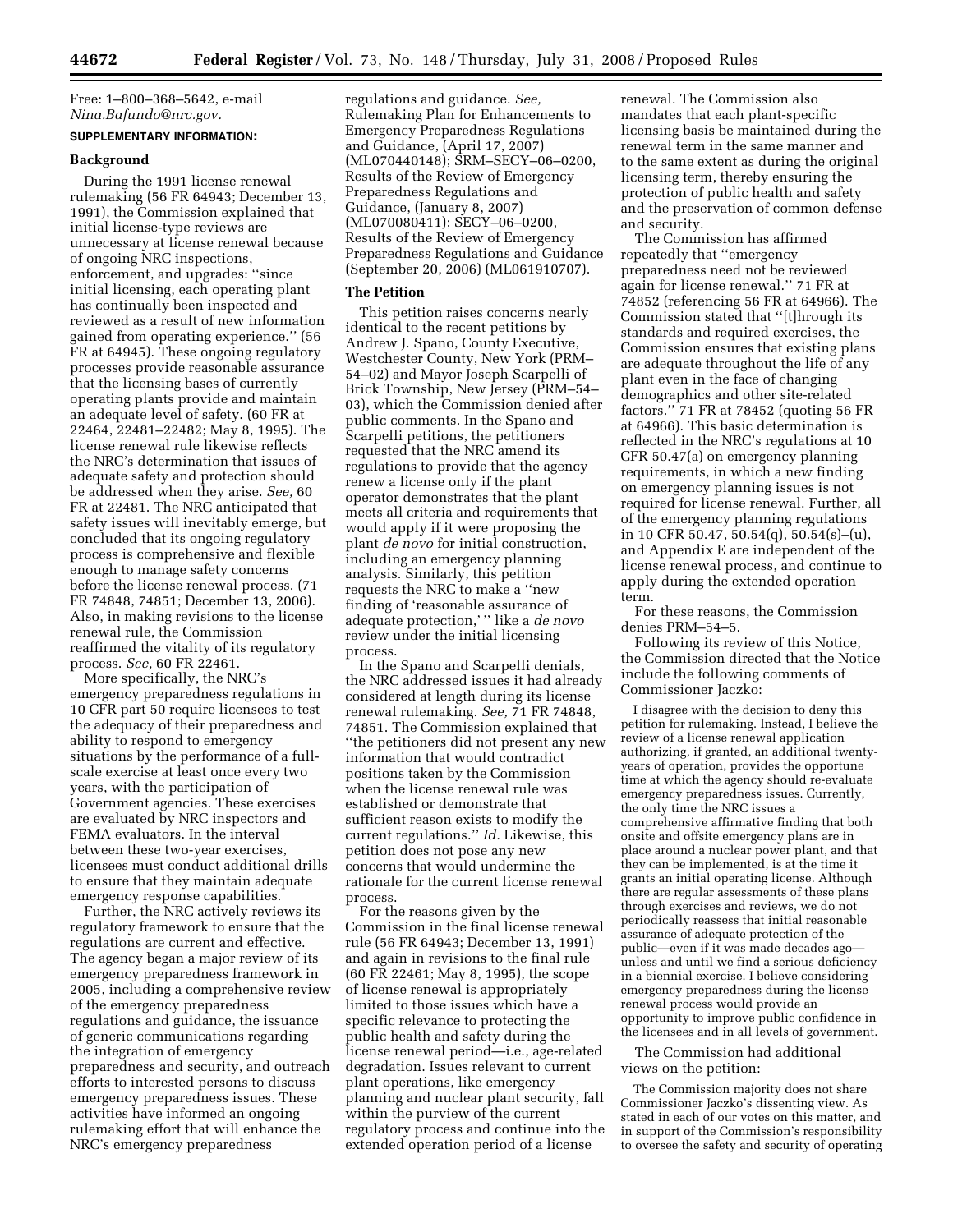Free: 1–800–368–5642, e-mail *Nina.Bafundo@nrc.gov.*

**SUPPLEMENTARY INFORMATION:**

## Background

During the 1991 license renewal rulemaking (56 FR 64943; December 13, 1991), the Commission explained that initial license-type reviews are unnecessary at license renewal because of ongoing NRC inspections, enforcement, and upgrades: ''since initial licensing, each operating plant has continually been inspected and reviewed as a result of new information gained from operating experience.'' (56 FR at 64945). These ongoing regulatory processes provide reasonable assurance that the licensing bases of currently operating plants provide and maintain an adequate level of safety. (60 FR at 22464, 22481–22482; May 8, 1995). The license renewal rule likewise reflects the NRC's determination that issues of adequate safety and protection should be addressed when they arise. *See,* 60 FR at 22481. The NRC anticipated that safety issues will inevitably emerge, but concluded that its ongoing regulatory process is comprehensive and flexible enough to manage safety concerns before the license renewal process. (71 FR 74848, 74851; December 13, 2006). Also, in making revisions to the license renewal rule, the Commission reaffirmed the vitality of its regulatory process. *See,* 60 FR 22461.

More specifically, the NRC's emergency preparedness regulations in 10 CFR part 50 require licensees to test the adequacy of their preparedness and ability to respond to emergency situations by the performance of a full-scale exercise at least once every two years, with the participation of Government agencies. These exercises are evaluated by NRC inspectors and FEMA evaluators. In the interval between these two-year exercises, licensees must conduct additional drills to ensure that they maintain adequate emergency response capabilities.

Further, the NRC actively reviews its regulatory framework to ensure that the regulations are current and effective. The agency began a major review of its emergency preparedness framework in 2005, including a comprehensive review of the emergency preparedness regulations and guidance, the issuance of generic communications regarding the integration of emergency preparedness and security, and outreach efforts to interested persons to discuss emergency preparedness issues. These activities have informed an ongoing rulemaking effort that will enhance the NRC's emergency preparedness regulations and guidance. *See,* Rulemaking Plan for Enhancements to Emergency Preparedness Regulations and Guidance, (April 17, 2007) (ML070440148); SRM–SECY–06–0200, Results of the Review of Emergency Preparedness Regulations and Guidance, (January 8, 2007) (ML070080411); SECY–06–0200, Results of the Review of Emergency Preparedness Regulations and Guidance (September 20, 2006) (ML061910707).

## The Petition

This petition raises concerns nearly identical to the recent petitions by Andrew J. Spano, County Executive, Westchester County, New York (PRM–54–02) and Mayor Joseph Scarpelli of Brick Township, New Jersey (PRM–54–03), which the Commission denied after public comments. In the Spano and Scarpelli petitions, the petitioners requested that the NRC amend its regulations to provide that the agency renew a license only if the plant operator demonstrates that the plant meets all criteria and requirements that would apply if it were proposing the plant *de novo* for initial construction, including an emergency planning analysis. Similarly, this petition requests the NRC to make a ''new finding of 'reasonable assurance of adequate protection,' '' like a *de novo* review under the initial licensing process.

In the Spano and Scarpelli denials, the NRC addressed issues it had already considered at length during its license renewal rulemaking. *See,* 71 FR 74848, 74851. The Commission explained that ''the petitioners did not present any new information that would contradict positions taken by the Commission when the license renewal rule was established or demonstrate that sufficient reason exists to modify the current regulations.'' *Id.* Likewise, this petition does not pose any new concerns that would undermine the rationale for the current license renewal process.

For the reasons given by the Commission in the final license renewal rule (56 FR 64943; December 13, 1991) and again in revisions to the final rule (60 FR 22461; May 8, 1995), the scope of license renewal is appropriately limited to those issues which have a specific relevance to protecting the public health and safety during the license renewal period—i.e., age-related degradation. Issues relevant to current plant operations, like emergency planning and nuclear plant security, fall within the purview of the current regulatory process and continue into the extended operation period of a license renewal. The Commission also mandates that each plant-specific licensing basis be maintained during the renewal term in the same manner and to the same extent as during the original licensing term, thereby ensuring the protection of public health and safety and the preservation of common defense and security.

The Commission has affirmed repeatedly that ''emergency preparedness need not be reviewed again for license renewal.'' 71 FR at 74852 (referencing 56 FR at 64966). The Commission stated that ''[t]hrough its standards and required exercises, the Commission ensures that existing plans are adequate throughout the life of any plant even in the face of changing demographics and other site-related factors.'' 71 FR at 78452 (quoting 56 FR at 64966). This basic determination is reflected in the NRC's regulations at 10 CFR 50.47(a) on emergency planning requirements, in which a new finding on emergency planning issues is not required for license renewal. Further, all of the emergency planning regulations in 10 CFR 50.47, 50.54(q), 50.54(s)–(u), and Appendix E are independent of the license renewal process, and continue to apply during the extended operation term.

For these reasons, the Commission denies PRM–54–5.

Following its review of this Notice, the Commission directed that the Notice include the following comments of Commissioner Jaczko:

> I disagree with the decision to deny this petition for rulemaking. Instead, I believe the review of a license renewal application authorizing, if granted, an additional twenty-years of operation, provides the opportune time at which the agency should re-evaluate emergency preparedness issues. Currently, the only time the NRC issues a comprehensive affirmative finding that both onsite and offsite emergency plans are in place around a nuclear power plant, and that they can be implemented, is at the time it grants an initial operating license. Although there are regular assessments of these plans through exercises and reviews, we do not periodically reassess that initial reasonable assurance of adequate protection of the public—even if it was made decades ago—unless and until we find a serious deficiency in a biennial exercise. I believe considering emergency preparedness during the license renewal process would provide an opportunity to improve public confidence in the licensees and in all levels of government.

The Commission had additional views on the petition:

> The Commission majority does not share Commissioner Jaczko's dissenting view. As stated in each of our votes on this matter, and in support of the Commission's responsibility to oversee the safety and security of operating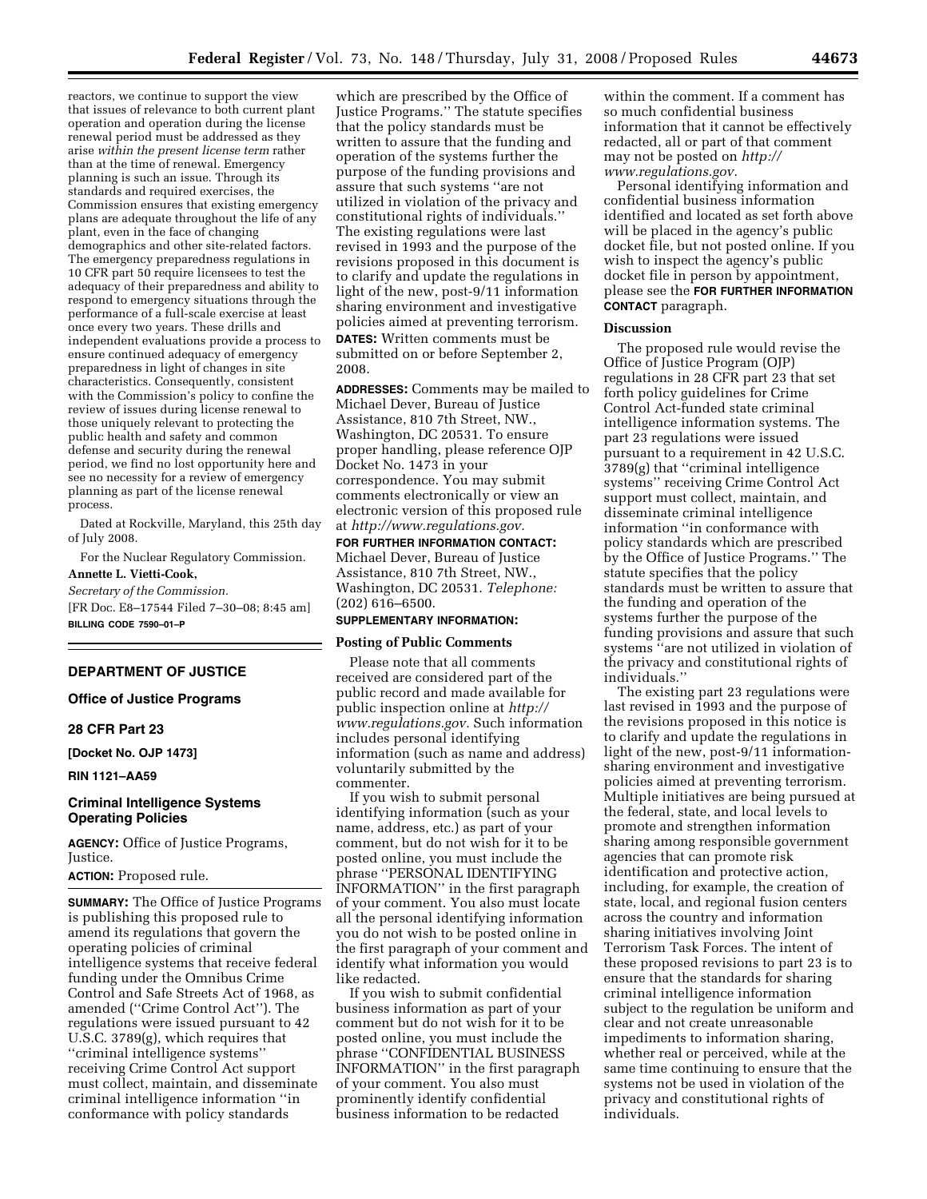reactors, we continue to support the view that issues of relevance to both current plant operation and operation during the license renewal period must be addressed as they arise *within the present license term* rather than at the time of renewal. Emergency planning is such an issue. Through its standards and required exercises, the Commission ensures that existing emergency plans are adequate throughout the life of any plant, even in the face of changing demographics and other site-related factors. The emergency preparedness regulations in 10 CFR part 50 require licensees to test the adequacy of their preparedness and ability to respond to emergency situations through the performance of a full-scale exercise at least once every two years. These drills and independent evaluations provide a process to ensure continued adequacy of emergency preparedness in light of changes in site characteristics. Consequently, consistent with the Commission's policy to confine the review of issues during license renewal to those uniquely relevant to protecting the public health and safety and common defense and security during the renewal period, we find no lost opportunity here and see no necessity for a review of emergency planning as part of the license renewal process.

Dated at Rockville, Maryland, this 25th day of July 2008.

For the Nuclear Regulatory Commission.

**Annette L. Vietti-Cook,**

*Secretary of the Commission.*

[FR Doc. E8–17544 Filed 7–30–08; 8:45 am]

**BILLING CODE 7590–01–P**

## DEPARTMENT OF JUSTICE

### Office of Justice Programs

### 28 CFR Part 23

**[Docket No. OJP 1473]**

**RIN 1121–AA59**

## Criminal Intelligence Systems Operating Policies

**AGENCY:** Office of Justice Programs, Justice.

**ACTION:** Proposed rule.

**SUMMARY:** The Office of Justice Programs is publishing this proposed rule to amend its regulations that govern the operating policies of criminal intelligence systems that receive federal funding under the Omnibus Crime Control and Safe Streets Act of 1968, as amended (''Crime Control Act''). The regulations were issued pursuant to 42 U.S.C. 3789(g), which requires that ''criminal intelligence systems'' receiving Crime Control Act support must collect, maintain, and disseminate criminal intelligence information ''in conformance with policy standards which are prescribed by the Office of Justice Programs.'' The statute specifies that the policy standards must be written to assure that the funding and operation of the systems further the purpose of the funding provisions and assure that such systems ''are not utilized in violation of the privacy and constitutional rights of individuals.'' The existing regulations were last revised in 1993 and the purpose of the revisions proposed in this document is to clarify and update the regulations in light of the new, post-9/11 information sharing environment and investigative policies aimed at preventing terrorism.

**DATES:** Written comments must be submitted on or before September 2, 2008.

**ADDRESSES:** Comments may be mailed to Michael Dever, Bureau of Justice Assistance, 810 7th Street, NW., Washington, DC 20531. To ensure proper handling, please reference OJP Docket No. 1473 in your correspondence. You may submit comments electronically or view an electronic version of this proposed rule at *http://www.regulations.gov.*

**FOR FURTHER INFORMATION CONTACT:** Michael Dever, Bureau of Justice Assistance, 810 7th Street, NW., Washington, DC 20531. *Telephone:* (202) 616–6500.

**SUPPLEMENTARY INFORMATION:**

### Posting of Public Comments

Please note that all comments received are considered part of the public record and made available for public inspection online at *http://www.regulations.gov.* Such information includes personal identifying information (such as name and address) voluntarily submitted by the commenter.

If you wish to submit personal identifying information (such as your name, address, etc.) as part of your comment, but do not wish for it to be posted online, you must include the phrase ''PERSONAL IDENTIFYING INFORMATION'' in the first paragraph of your comment. You also must locate all the personal identifying information you do not wish to be posted online in the first paragraph of your comment and identify what information you would like redacted.

If you wish to submit confidential business information as part of your comment but do not wish for it to be posted online, you must include the phrase ''CONFIDENTIAL BUSINESS INFORMATION'' in the first paragraph of your comment. You also must prominently identify confidential business information to be redacted within the comment. If a comment has so much confidential business information that it cannot be effectively redacted, all or part of that comment may not be posted on *http://www.regulations.gov.*

Personal identifying information and confidential business information identified and located as set forth above will be placed in the agency's public docket file, but not posted online. If you wish to inspect the agency's public docket file in person by appointment, please see the **FOR FURTHER INFORMATION CONTACT** paragraph.

### Discussion

The proposed rule would revise the Office of Justice Program (OJP) regulations in 28 CFR part 23 that set forth policy guidelines for Crime Control Act-funded state criminal intelligence information systems. The part 23 regulations were issued pursuant to a requirement in 42 U.S.C. 3789(g) that ''criminal intelligence systems'' receiving Crime Control Act support must collect, maintain, and disseminate criminal intelligence information ''in conformance with policy standards which are prescribed by the Office of Justice Programs.'' The statute specifies that the policy standards must be written to assure that the funding and operation of the systems further the purpose of the funding provisions and assure that such systems ''are not utilized in violation of the privacy and constitutional rights of individuals.''

The existing part 23 regulations were last revised in 1993 and the purpose of the revisions proposed in this notice is to clarify and update the regulations in light of the new, post-9/11 information-sharing environment and investigative policies aimed at preventing terrorism. Multiple initiatives are being pursued at the federal, state, and local levels to promote and strengthen information sharing among responsible government agencies that can promote risk identification and protective action, including, for example, the creation of state, local, and regional fusion centers across the country and information sharing initiatives involving Joint Terrorism Task Forces. The intent of these proposed revisions to part 23 is to ensure that the standards for sharing criminal intelligence information subject to the regulation be uniform and clear and not create unreasonable impediments to information sharing, whether real or perceived, while at the same time continuing to ensure that the systems not be used in violation of the privacy and constitutional rights of individuals.